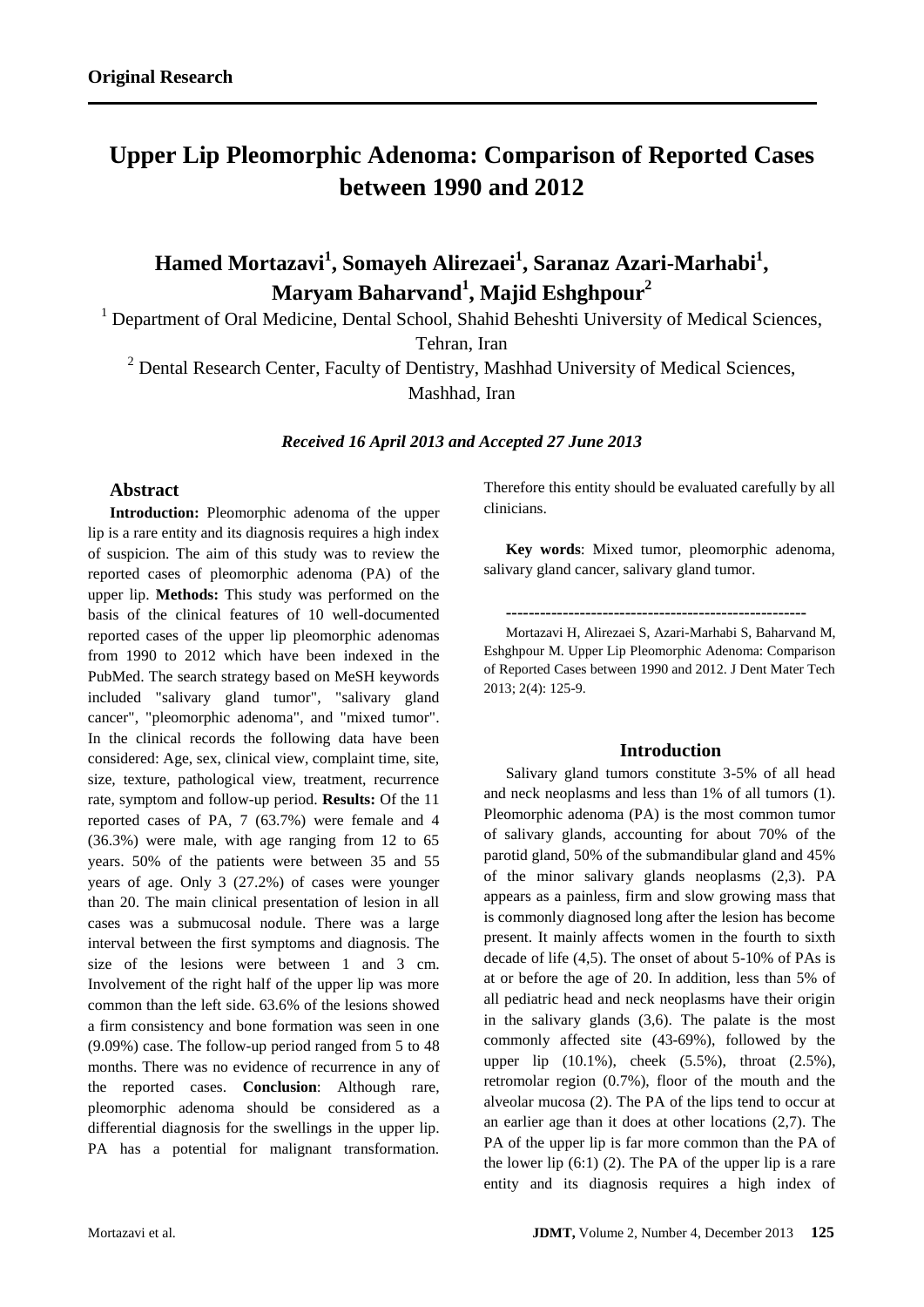**Original Research**

# Upper Lip Pleomorphic Adenoma: Comparison of Reported Cases between 1990 and 2012

## Hamed Mortazavi[1], Somayeh Alirezaei[1], Saranaz Azari-Marhabi[1], Maryam Baharvand[1], Majid Eshghpour[2]

[1] Department of Oral Medicine, Dental School, Shahid Beheshti University of Medical Sciences, Tehran, Iran

[2] Dental Research Center, Faculty of Dentistry, Mashhad University of Medical Sciences, Mashhad, Iran

***Received 16 April 2013 and Accepted 27 June 2013***

### Abstract

**Introduction:** Pleomorphic adenoma of the upper lip is a rare entity and its diagnosis requires a high index of suspicion. The aim of this study was to review the reported cases of pleomorphic adenoma (PA) of the upper lip. **Methods:** This study was performed on the basis of the clinical features of 10 well-documented reported cases of the upper lip pleomorphic adenomas from 1990 to 2012 which have been indexed in the PubMed. The search strategy based on MeSH keywords included "salivary gland tumor", "salivary gland cancer", "pleomorphic adenoma", and "mixed tumor". In the clinical records the following data have been considered: Age, sex, clinical view, complaint time, site, size, texture, pathological view, treatment, recurrence rate, symptom and follow-up period. **Results:** Of the 11 reported cases of PA, 7 (63.7%) were female and 4 (36.3%) were male, with age ranging from 12 to 65 years. 50% of the patients were between 35 and 55 years of age. Only 3 (27.2%) of cases were younger than 20. The main clinical presentation of lesion in all cases was a submucosal nodule. There was a large interval between the first symptoms and diagnosis. The size of the lesions were between 1 and 3 cm. Involvement of the right half of the upper lip was more common than the left side. 63.6% of the lesions showed a firm consistency and bone formation was seen in one (9.09%) case. The follow-up period ranged from 5 to 48 months. There was no evidence of recurrence in any of the reported cases. **Conclusion**: Although rare, pleomorphic adenoma should be considered as a differential diagnosis for the swellings in the upper lip. PA has a potential for malignant transformation. Therefore this entity should be evaluated carefully by all clinicians.

**Key words**: Mixed tumor, pleomorphic adenoma, salivary gland cancer, salivary gland tumor.

-----------------------------------------------------

Mortazavi H, Alirezaei S, Azari-Marhabi S, Baharvand M, Eshghpour M. Upper Lip Pleomorphic Adenoma: Comparison of Reported Cases between 1990 and 2012. J Dent Mater Tech 2013; 2(4): 125-9.

### Introduction

Salivary gland tumors constitute 3-5% of all head and neck neoplasms and less than 1% of all tumors (1). Pleomorphic adenoma (PA) is the most common tumor of salivary glands, accounting for about 70% of the parotid gland, 50% of the submandibular gland and 45% of the minor salivary glands neoplasms (2,3). PA appears as a painless, firm and slow growing mass that is commonly diagnosed long after the lesion has become present. It mainly affects women in the fourth to sixth decade of life (4,5). The onset of about 5-10% of PAs is at or before the age of 20. In addition, less than 5% of all pediatric head and neck neoplasms have their origin in the salivary glands (3,6). The palate is the most commonly affected site (43-69%), followed by the upper lip (10.1%), cheek (5.5%), throat (2.5%), retromolar region (0.7%), floor of the mouth and the alveolar mucosa (2). The PA of the lips tend to occur at an earlier age than it does at other locations (2,7). The PA of the upper lip is far more common than the PA of the lower lip (6:1) (2). The PA of the upper lip is a rare entity and its diagnosis requires a high index of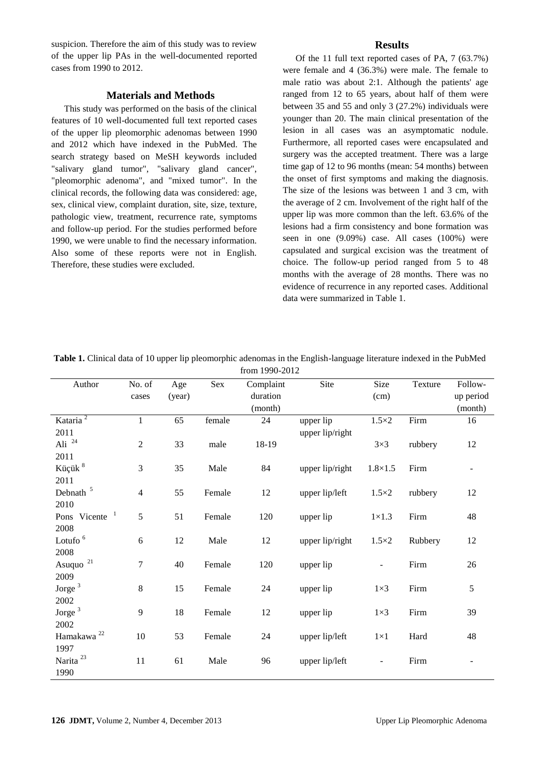suspicion. Therefore the aim of this study was to review of the upper lip PAs in the well-documented reported cases from 1990 to 2012.

## Materials and Methods

This study was performed on the basis of the clinical features of 10 well-documented full text reported cases of the upper lip pleomorphic adenomas between 1990 and 2012 which have indexed in the PubMed. The search strategy based on MeSH keywords included "salivary gland tumor", "salivary gland cancer", "pleomorphic adenoma", and "mixed tumor". In the clinical records, the following data was considered: age, sex, clinical view, complaint duration, site, size, texture, pathologic view, treatment, recurrence rate, symptoms and follow-up period. For the studies performed before 1990, we were unable to find the necessary information. Also some of these reports were not in English. Therefore, these studies were excluded.

## Results

Of the 11 full text reported cases of PA, 7 (63.7%) were female and 4 (36.3%) were male. The female to male ratio was about 2:1. Although the patients' age ranged from 12 to 65 years, about half of them were between 35 and 55 and only 3 (27.2%) individuals were younger than 20. The main clinical presentation of the lesion in all cases was an asymptomatic nodule. Furthermore, all reported cases were encapsulated and surgery was the accepted treatment. There was a large time gap of 12 to 96 months (mean: 54 months) between the onset of first symptoms and making the diagnosis. The size of the lesions was between 1 and 3 cm, with the average of 2 cm. Involvement of the right half of the upper lip was more common than the left. 63.6% of the lesions had a firm consistency and bone formation was seen in one (9.09%) case. All cases (100%) were capsulated and surgical excision was the treatment of choice. The follow-up period ranged from 5 to 48 months with the average of 28 months. There was no evidence of recurrence in any reported cases. Additional data were summarized in Table 1.

**Table 1.** Clinical data of 10 upper lip pleomorphic adenomas in the English-language literature indexed in the PubMed from 1990-2012

| Author | No. of cases | Age (year) | Sex | Complaint duration (month) | Site | Size (cm) | Texture | Follow-up period (month) |
|---|---|---|---|---|---|---|---|---|
| Kataria [2] 2011 | 1 | 65 | female | 24 | upper lip | 1.5×2 | Firm | 16 |
| Ali [24] 2011 | 2 | 33 | male | 18-19 | upper lip/right | 3×3 | rubbery | 12 |
| Küçük [8] 2011 | 3 | 35 | Male | 84 | upper lip/right | 1.8×1.5 | Firm | - |
| Debnath [5] 2010 | 4 | 55 | Female | 12 | upper lip/left | 1.5×2 | rubbery | 12 |
| Pons Vicente [1] 2008 | 5 | 51 | Female | 120 | upper lip | 1×1.3 | Firm | 48 |
| Lotufo [6] 2008 | 6 | 12 | Male | 12 | upper lip/right | 1.5×2 | Rubbery | 12 |
| Asuquo [21] 2009 | 7 | 40 | Female | 120 | upper lip | - | Firm | 26 |
| Jorge [3] 2002 | 8 | 15 | Female | 24 | upper lip | 1×3 | Firm | 5 |
| Jorge [3] 2002 | 9 | 18 | Female | 12 | upper lip | 1×3 | Firm | 39 |
| Hamakawa [22] 1997 | 10 | 53 | Female | 24 | upper lip/left | 1×1 | Hard | 48 |
| Narita [23] 1990 | 11 | 61 | Male | 96 | upper lip/left | - | Firm | - |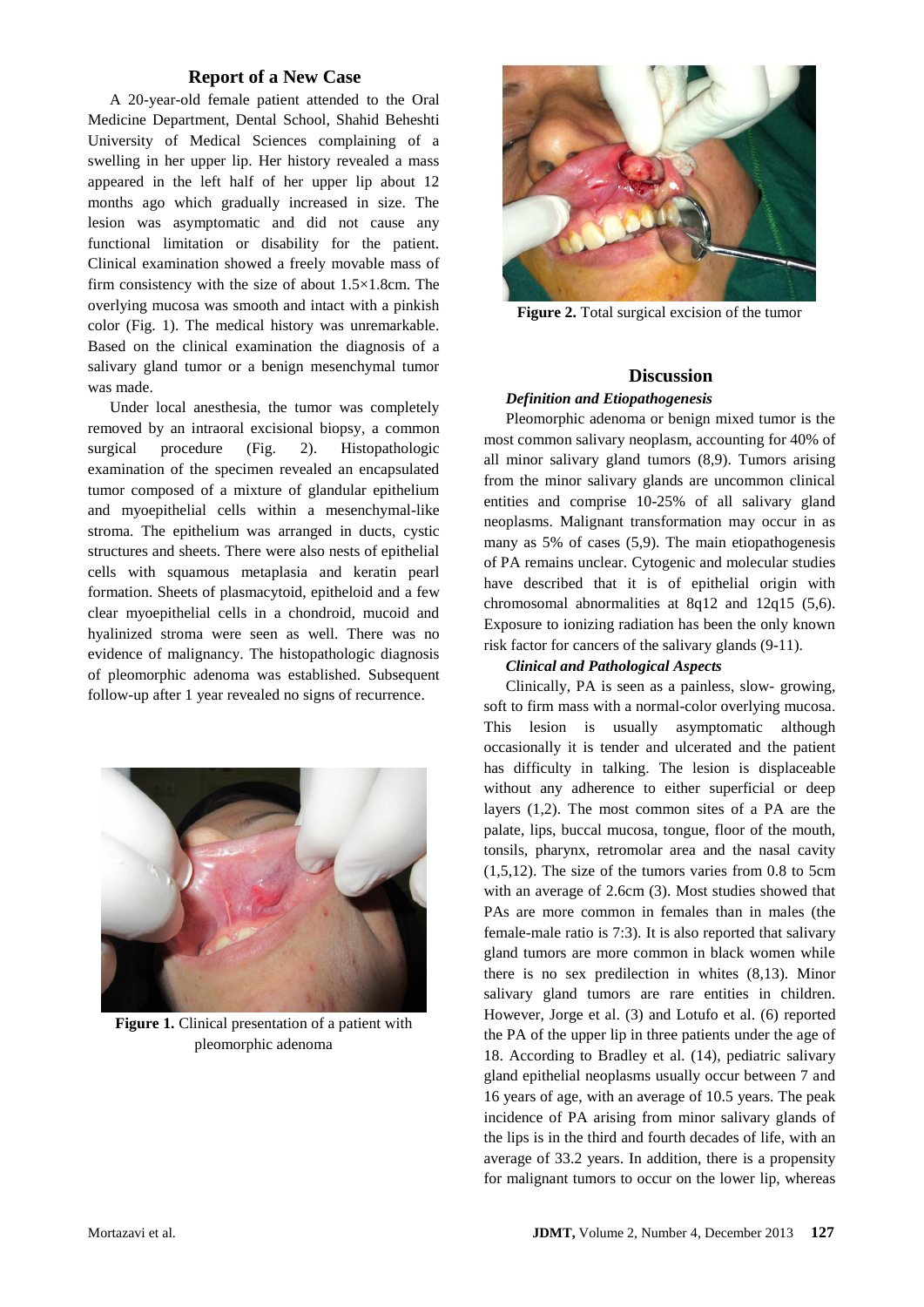## Report of a New Case

A 20-year-old female patient attended to the Oral Medicine Department, Dental School, Shahid Beheshti University of Medical Sciences complaining of a swelling in her upper lip. Her history revealed a mass appeared in the left half of her upper lip about 12 months ago which gradually increased in size. The lesion was asymptomatic and did not cause any functional limitation or disability for the patient. Clinical examination showed a freely movable mass of firm consistency with the size of about 1.5×1.8cm. The overlying mucosa was smooth and intact with a pinkish color (Fig. 1). The medical history was unremarkable. Based on the clinical examination the diagnosis of a salivary gland tumor or a benign mesenchymal tumor was made.

Under local anesthesia, the tumor was completely removed by an intraoral excisional biopsy, a common surgical procedure (Fig. 2). Histopathologic examination of the specimen revealed an encapsulated tumor composed of a mixture of glandular epithelium and myoepithelial cells within a mesenchymal-like stroma. The epithelium was arranged in ducts, cystic structures and sheets. There were also nests of epithelial cells with squamous metaplasia and keratin pearl formation. Sheets of plasmacytoid, epitheloid and a few clear myoepithelial cells in a chondroid, mucoid and hyalinized stroma were seen as well. There was no evidence of malignancy. The histopathologic diagnosis of pleomorphic adenoma was established. Subsequent follow-up after 1 year revealed no signs of recurrence.

**Figure 1.** Clinical presentation of a patient with pleomorphic adenoma

**Figure 2.** Total surgical excision of the tumor

## Discussion

### *Definition and Etiopathogenesis*

Pleomorphic adenoma or benign mixed tumor is the most common salivary neoplasm, accounting for 40% of all minor salivary gland tumors (8,9). Tumors arising from the minor salivary glands are uncommon clinical entities and comprise 10-25% of all salivary gland neoplasms. Malignant transformation may occur in as many as 5% of cases (5,9). The main etiopathogenesis of PA remains unclear. Cytogenic and molecular studies have described that it is of epithelial origin with chromosomal abnormalities at 8q12 and 12q15 (5,6). Exposure to ionizing radiation has been the only known risk factor for cancers of the salivary glands (9-11).

### *Clinical and Pathological Aspects*

Clinically, PA is seen as a painless, slow- growing, soft to firm mass with a normal-color overlying mucosa. This lesion is usually asymptomatic although occasionally it is tender and ulcerated and the patient has difficulty in talking. The lesion is displaceable without any adherence to either superficial or deep layers (1,2). The most common sites of a PA are the palate, lips, buccal mucosa, tongue, floor of the mouth, tonsils, pharynx, retromolar area and the nasal cavity (1,5,12). The size of the tumors varies from 0.8 to 5cm with an average of 2.6cm (3). Most studies showed that PAs are more common in females than in males (the female-male ratio is 7:3). It is also reported that salivary gland tumors are more common in black women while there is no sex predilection in whites (8,13). Minor salivary gland tumors are rare entities in children. However, Jorge et al. (3) and Lotufo et al. (6) reported the PA of the upper lip in three patients under the age of 18. According to Bradley et al. (14), pediatric salivary gland epithelial neoplasms usually occur between 7 and 16 years of age, with an average of 10.5 years. The peak incidence of PA arising from minor salivary glands of the lips is in the third and fourth decades of life, with an average of 33.2 years. In addition, there is a propensity for malignant tumors to occur on the lower lip, whereas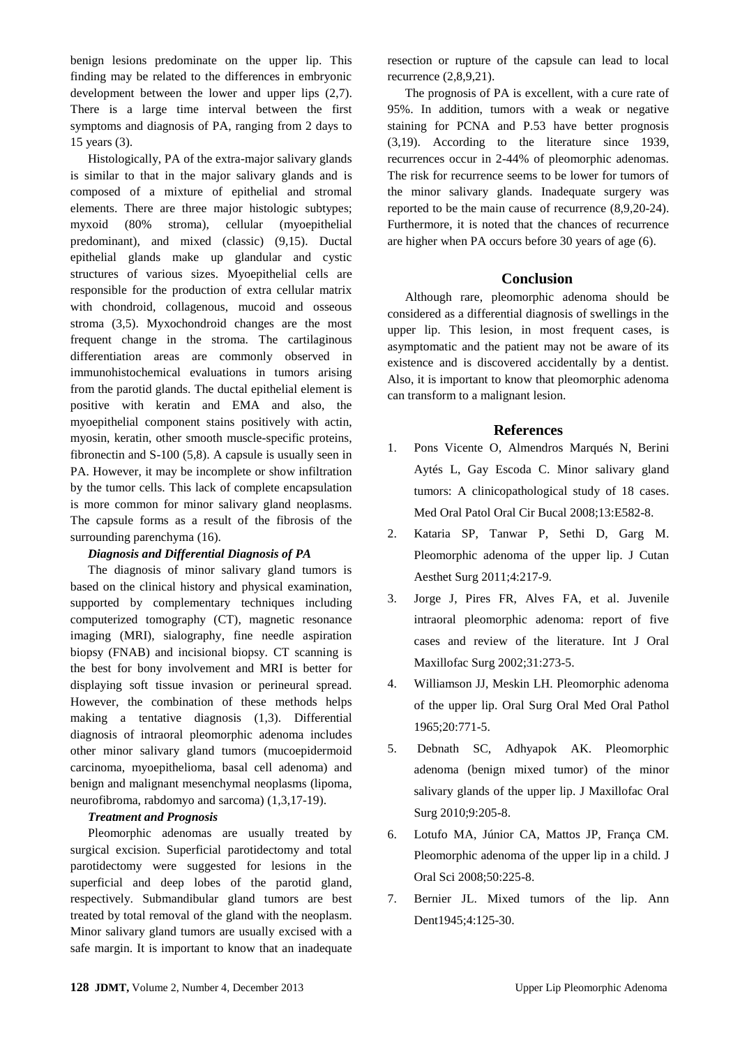benign lesions predominate on the upper lip. This finding may be related to the differences in embryonic development between the lower and upper lips (2,7). There is a large time interval between the first symptoms and diagnosis of PA, ranging from 2 days to 15 years (3).

Histologically, PA of the extra-major salivary glands is similar to that in the major salivary glands and is composed of a mixture of epithelial and stromal elements. There are three major histologic subtypes; myxoid (80% stroma), cellular (myoepithelial predominant), and mixed (classic) (9,15). Ductal epithelial glands make up glandular and cystic structures of various sizes. Myoepithelial cells are responsible for the production of extra cellular matrix with chondroid, collagenous, mucoid and osseous stroma (3,5). Myxochondroid changes are the most frequent change in the stroma. The cartilaginous differentiation areas are commonly observed in immunohistochemical evaluations in tumors arising from the parotid glands. The ductal epithelial element is positive with keratin and EMA and also, the myoepithelial component stains positively with actin, myosin, keratin, other smooth muscle-specific proteins, fibronectin and S-100 (5,8). A capsule is usually seen in PA. However, it may be incomplete or show infiltration by the tumor cells. This lack of complete encapsulation is more common for minor salivary gland neoplasms. The capsule forms as a result of the fibrosis of the surrounding parenchyma (16).

***Diagnosis and Differential Diagnosis of PA***

The diagnosis of minor salivary gland tumors is based on the clinical history and physical examination, supported by complementary techniques including computerized tomography (CT), magnetic resonance imaging (MRI), sialography, fine needle aspiration biopsy (FNAB) and incisional biopsy. CT scanning is the best for bony involvement and MRI is better for displaying soft tissue invasion or perineural spread. However, the combination of these methods helps making a tentative diagnosis (1,3). Differential diagnosis of intraoral pleomorphic adenoma includes other minor salivary gland tumors (mucoepidermoid carcinoma, myoepithelioma, basal cell adenoma) and benign and malignant mesenchymal neoplasms (lipoma, neurofibroma, rabdomyo and sarcoma) (1,3,17-19).

***Treatment and Prognosis***

Pleomorphic adenomas are usually treated by surgical excision. Superficial parotidectomy and total parotidectomy were suggested for lesions in the superficial and deep lobes of the parotid gland, respectively. Submandibular gland tumors are best treated by total removal of the gland with the neoplasm. Minor salivary gland tumors are usually excised with a safe margin. It is important to know that an inadequate resection or rupture of the capsule can lead to local recurrence (2,8,9,21).

The prognosis of PA is excellent, with a cure rate of 95%. In addition, tumors with a weak or negative staining for PCNA and P.53 have better prognosis (3,19). According to the literature since 1939, recurrences occur in 2-44% of pleomorphic adenomas. The risk for recurrence seems to be lower for tumors of the minor salivary glands. Inadequate surgery was reported to be the main cause of recurrence (8,9,20-24). Furthermore, it is noted that the chances of recurrence are higher when PA occurs before 30 years of age (6).

## Conclusion

Although rare, pleomorphic adenoma should be considered as a differential diagnosis of swellings in the upper lip. This lesion, in most frequent cases, is asymptomatic and the patient may not be aware of its existence and is discovered accidentally by a dentist. Also, it is important to know that pleomorphic adenoma can transform to a malignant lesion.

## References

1. Pons Vicente O, Almendros Marqués N, Berini Aytés L, Gay Escoda C. Minor salivary gland tumors: A clinicopathological study of 18 cases. Med Oral Patol Oral Cir Bucal 2008;13:E582-8.
2. Kataria SP, Tanwar P, Sethi D, Garg M. Pleomorphic adenoma of the upper lip. J Cutan Aesthet Surg 2011;4:217-9.
3. Jorge J, Pires FR, Alves FA, et al. Juvenile intraoral pleomorphic adenoma: report of five cases and review of the literature. Int J Oral Maxillofac Surg 2002;31:273-5.
4. Williamson JJ, Meskin LH. Pleomorphic adenoma of the upper lip. Oral Surg Oral Med Oral Pathol 1965;20:771-5.
5. Debnath SC, Adhyapok AK. Pleomorphic adenoma (benign mixed tumor) of the minor salivary glands of the upper lip. J Maxillofac Oral Surg 2010;9:205-8.
6. Lotufo MA, Júnior CA, Mattos JP, França CM. Pleomorphic adenoma of the upper lip in a child. J Oral Sci 2008;50:225-8.
7. Bernier JL. Mixed tumors of the lip. Ann Dent1945;4:125-30.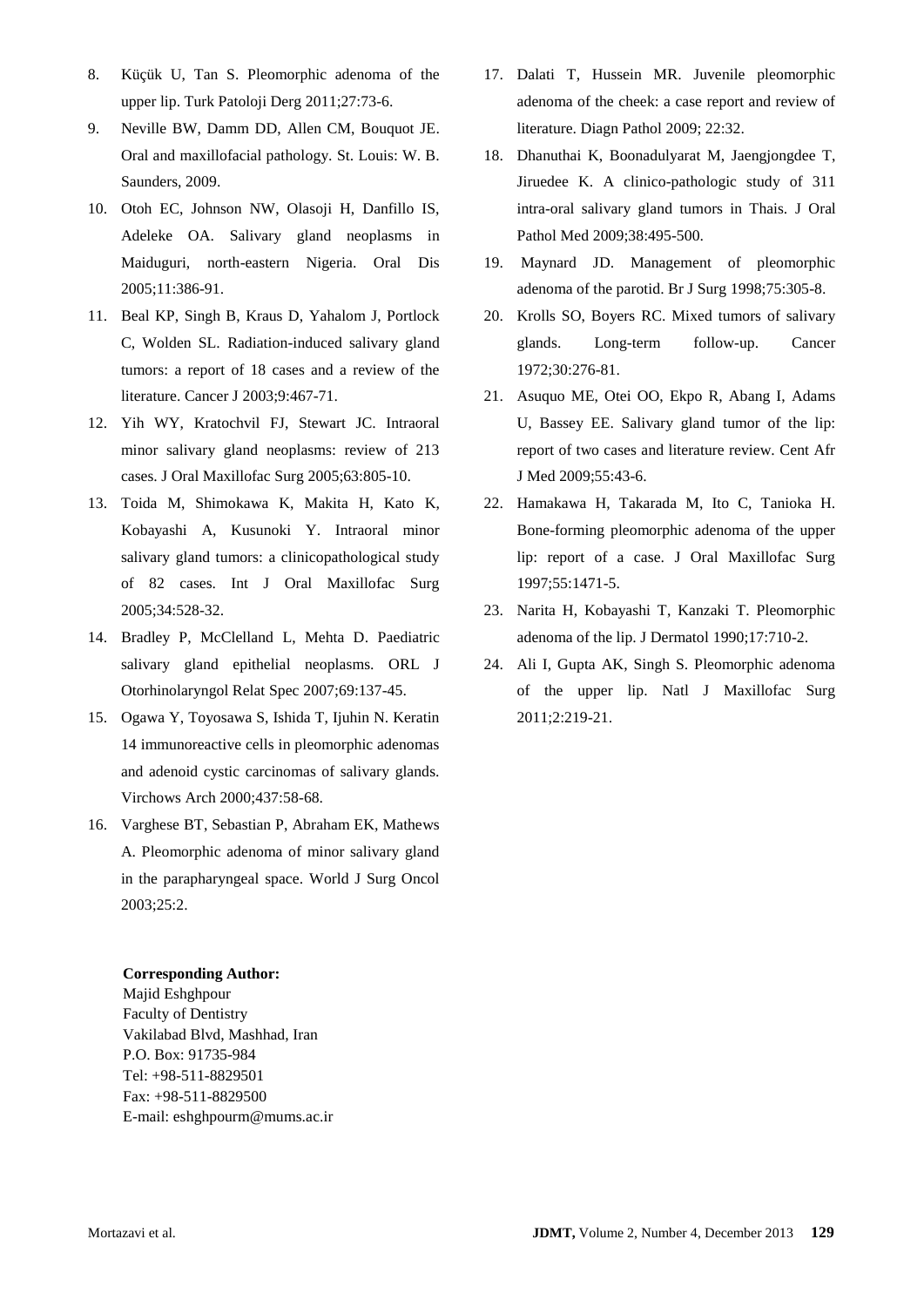8. Küçük U, Tan S. Pleomorphic adenoma of the upper lip. Turk Patoloji Derg 2011;27:73-6.
9. Neville BW, Damm DD, Allen CM, Bouquot JE. Oral and maxillofacial pathology. St. Louis: W. B. Saunders, 2009.
10. Otoh EC, Johnson NW, Olasoji H, Danfillo IS, Adeleke OA. Salivary gland neoplasms in Maiduguri, north-eastern Nigeria. Oral Dis 2005;11:386-91.
11. Beal KP, Singh B, Kraus D, Yahalom J, Portlock C, Wolden SL. Radiation-induced salivary gland tumors: a report of 18 cases and a review of the literature. Cancer J 2003;9:467-71.
12. Yih WY, Kratochvil FJ, Stewart JC. Intraoral minor salivary gland neoplasms: review of 213 cases. J Oral Maxillofac Surg 2005;63:805-10.
13. Toida M, Shimokawa K, Makita H, Kato K, Kobayashi A, Kusunoki Y. Intraoral minor salivary gland tumors: a clinicopathological study of 82 cases. Int J Oral Maxillofac Surg 2005;34:528-32.
14. Bradley P, McClelland L, Mehta D. Paediatric salivary gland epithelial neoplasms. ORL J Otorhinolaryngol Relat Spec 2007;69:137-45.
15. Ogawa Y, Toyosawa S, Ishida T, Ijuhin N. Keratin 14 immunoreactive cells in pleomorphic adenomas and adenoid cystic carcinomas of salivary glands. Virchows Arch 2000;437:58-68.
16. Varghese BT, Sebastian P, Abraham EK, Mathews A. Pleomorphic adenoma of minor salivary gland in the parapharyngeal space. World J Surg Oncol 2003;25:2.
17. Dalati T, Hussein MR. Juvenile pleomorphic adenoma of the cheek: a case report and review of literature. Diagn Pathol 2009; 22:32.
18. Dhanuthai K, Boonadulyarat M, Jaengjongdee T, Jiruedee K. A clinico-pathologic study of 311 intra-oral salivary gland tumors in Thais. J Oral Pathol Med 2009;38:495-500.
19. Maynard JD. Management of pleomorphic adenoma of the parotid. Br J Surg 1998;75:305-8.
20. Krolls SO, Boyers RC. Mixed tumors of salivary glands. Long-term follow-up. Cancer 1972;30:276-81.
21. Asuquo ME, Otei OO, Ekpo R, Abang I, Adams U, Bassey EE. Salivary gland tumor of the lip: report of two cases and literature review. Cent Afr J Med 2009;55:43-6.
22. Hamakawa H, Takarada M, Ito C, Tanioka H. Bone-forming pleomorphic adenoma of the upper lip: report of a case. J Oral Maxillofac Surg 1997;55:1471-5.
23. Narita H, Kobayashi T, Kanzaki T. Pleomorphic adenoma of the lip. J Dermatol 1990;17:710-2.
24. Ali I, Gupta AK, Singh S. Pleomorphic adenoma of the upper lip. Natl J Maxillofac Surg 2011;2:219-21.

**Corresponding Author:**
Majid Eshghpour
Faculty of Dentistry
Vakilabad Blvd, Mashhad, Iran
P.O. Box: 91735-984
Tel: +98-511-8829501
Fax: +98-511-8829500
E-mail: eshghpourm@mums.ac.ir